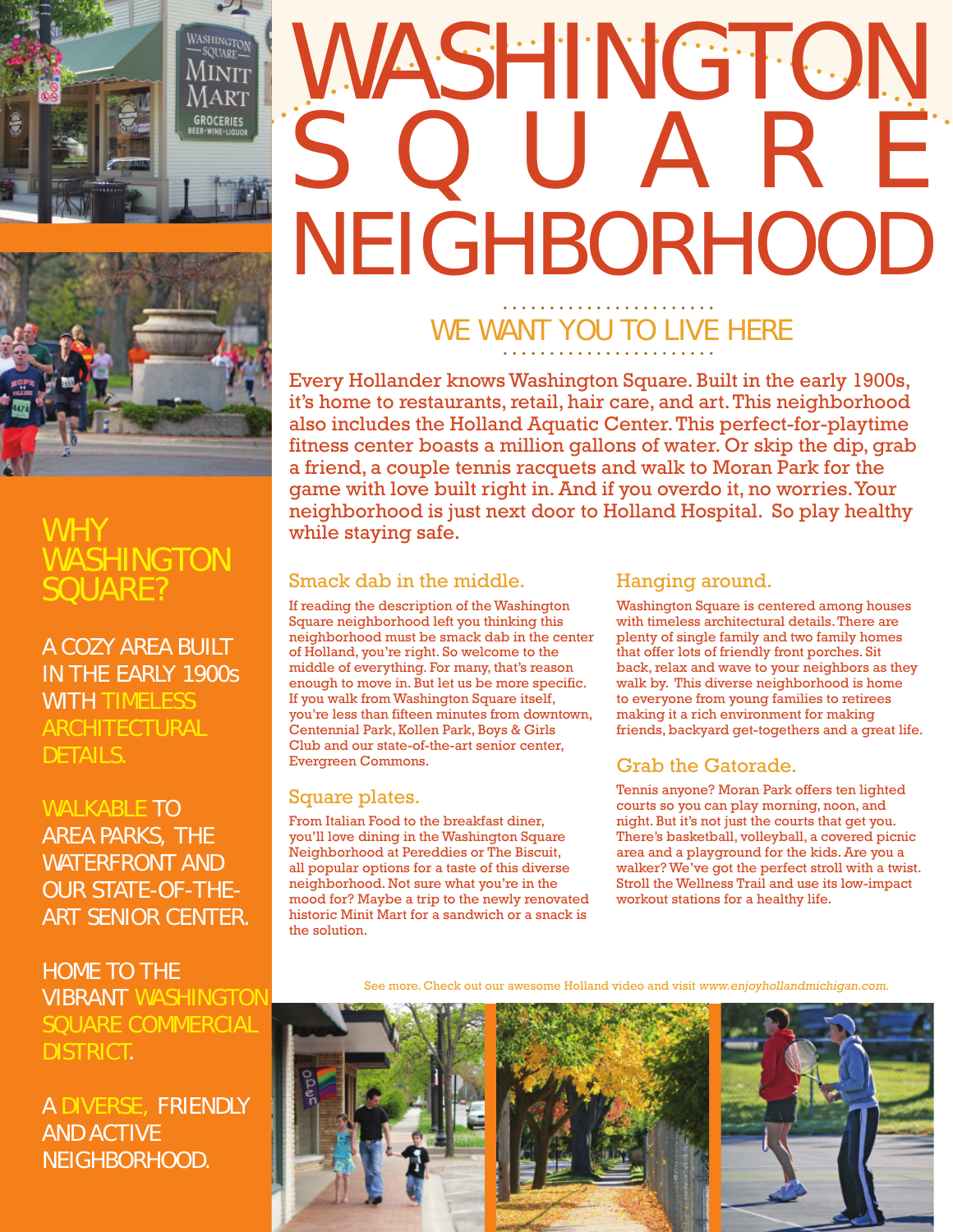# WASHINGTON SQUARE NEIGHBORHOOD

## WE WANT YOU TO LIVE HERE

Every Hollander knows Washington Square. Built in the early 1900s, it's home to restaurants, retail, hair care, and art. This neighborhood also includes the Holland Aquatic Center. This perfect-for-playtime fitness center boasts a million gallons of water. Or skip the dip, grab a friend, a couple tennis racquets and walk to Moran Park for the game with love built right in. And if you overdo it, no worries. Your neighborhood is just next door to Holland Hospital. So play healthy while staying safe.

### Smack dab in the middle.

If reading the description of the Washington Square neighborhood left you thinking this neighborhood must be smack dab in the center of Holland, you're right. So welcome to the middle of everything. For many, that's reason enough to move in. But let us be more specific. If you walk from Washington Square itself, you're less than fifteen minutes from downtown, Centennial Park, Kollen Park, Boys & Girls Club and our state-of-the-art senior center, Evergreen Commons.

### Square plates.

From Italian Food to the breakfast diner, you'll love dining in the Washington Square Neighborhood at Pereddies or The Biscuit, all popular options for a taste of this diverse neighborhood. Not sure what you're in the mood for? Maybe a trip to the newly renovated historic Minit Mart for a sandwich or a snack is the solution.

### Hanging around.

Washington Square is centered among houses with timeless architectural details. There are plenty of single family and two family homes that offer lots of friendly front porches. Sit back, relax and wave to your neighbors as they walk by. This diverse neighborhood is home to everyone from young families to retirees making it a rich environment for making friends, backyard get-togethers and a great life.

### Grab the Gatorade.

Tennis anyone? Moran Park offers ten lighted courts so you can play morning, noon, and night. But it's not just the courts that get you. There's basketball, volleyball, a covered picnic area and a playground for the kids. Are you a walker? We've got the perfect stroll with a twist. Stroll the Wellness Trail and use its low-impact workout stations for a healthy life.

See more. Check out our awesome Holland video and visit *www.enjoyhollandmichigan.com.*

## WHY WASHINGTON SQUARE?

A COZY AREA BUILT IN THE EARLY 1900s WITH TIMELESS ARCHITECTURAL DETAILS.

WALKABLE TO AREA PARKS, THE WATERFRONT AND OUR STATE-OF-THE-ART SENIOR CENTER.

HOME TO THE VIBRANT WASHINGTON SQUARE COMMERCIAL DISTRICT.

A DIVERSE, FRIENDLY AND ACTIVE NEIGHBORHOOD.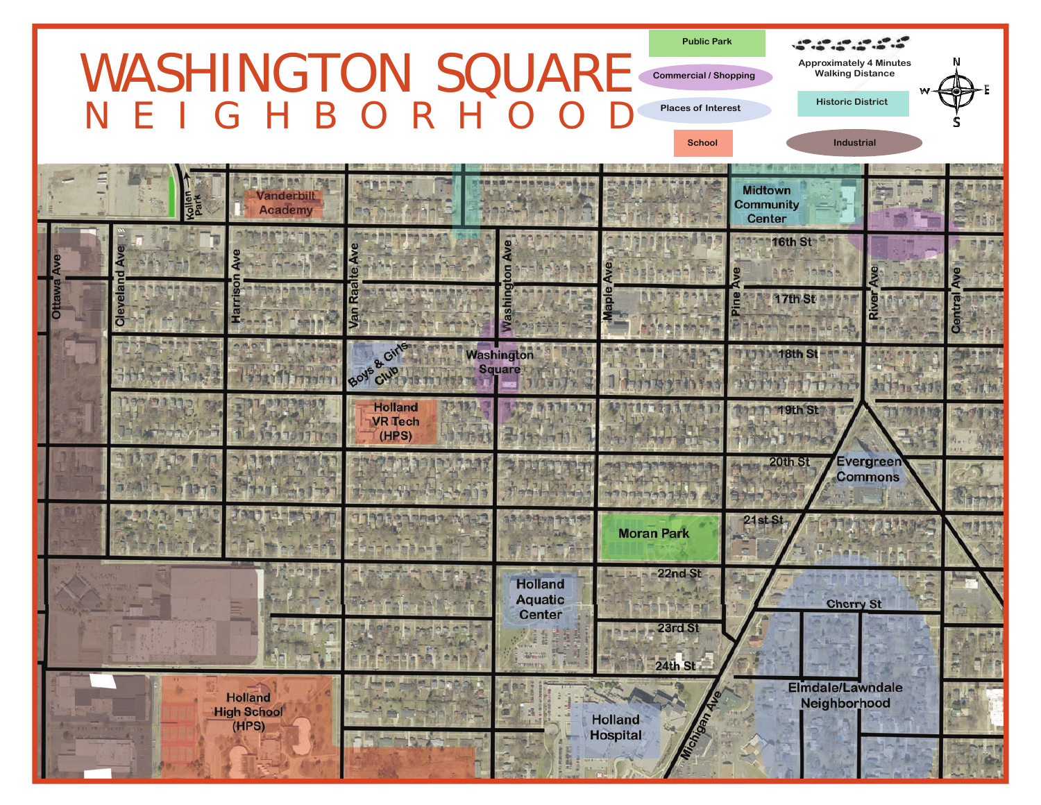# WASHINGTON SQUARE
## N E I G H B O R H O O D

Public Park

Commercial / Shopping

Places of Interest

School

Approximately 4 Minutes Walking Distance

Historic District

Industrial

N
W E
S

Kollen Park

Vanderbilt Academy

Midtown Community Center

16th St

Ottawa Ave

Cleveland Ave

Harrison Ave

Van Raalte Ave

Washington Ave

Maple Ave

Pine Ave

17th St

River Ave

Central Ave

Boys & Girls Club

Washington Square

18th St

Holland VR Tech (HPS)

19th St

20th St

Evergreen Commons

21st St

Moran Park

22nd St

Holland Aquatic Center

Cherry St

23rd St

24th St

Holland High School (HPS)

Holland Hospital

Michigan Ave

Elmdale/Lawndale Neighborhood